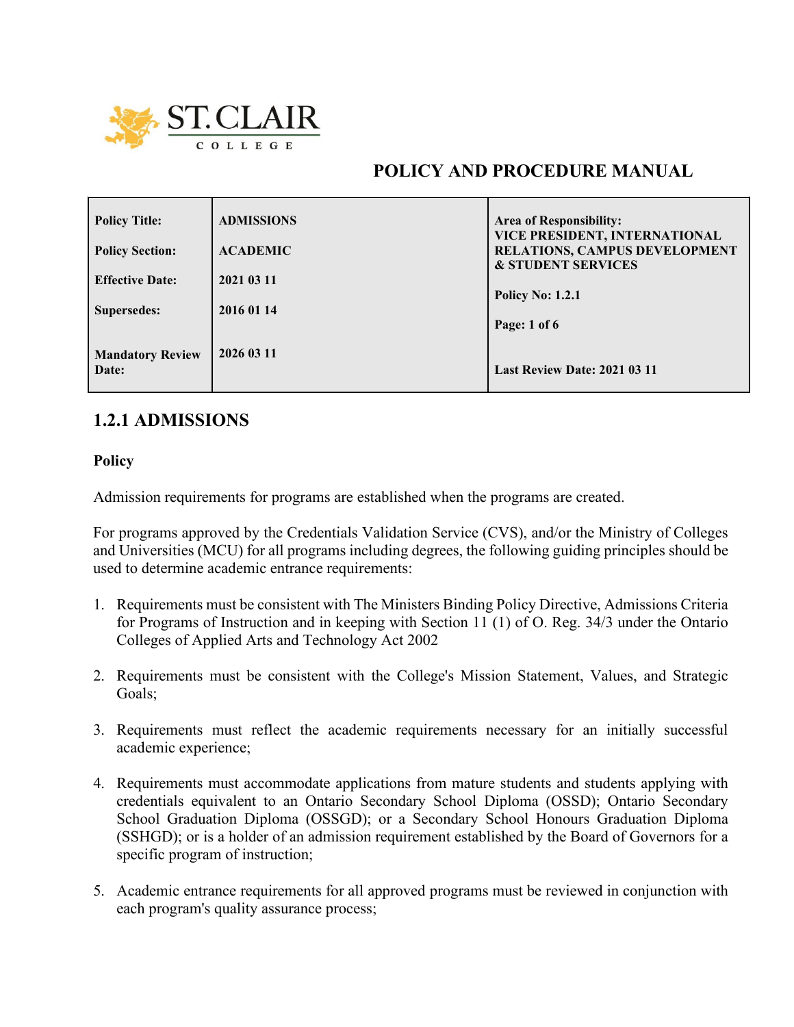**POLICY AND PROCEDURE MANUAL**

| | | |
|---|---|---|
| **Policy Title:** | **ADMISSIONS** | **Area of Responsibility:** **VICE PRESIDENT, INTERNATIONAL RELATIONS, CAMPUS DEVELOPMENT & STUDENT SERVICES** |
| **Policy Section:** | **ACADEMIC** | |
| **Effective Date:** | **2021 03 11** | **Policy No: 1.2.1** |
| **Supersedes:** | **2016 01 14** | **Page: 1 of 6** |
| **Mandatory Review Date:** | **2026 03 11** | **Last Review Date: 2021 03 11** |

## 1.2.1 ADMISSIONS

### Policy

Admission requirements for programs are established when the programs are created.

For programs approved by the Credentials Validation Service (CVS), and/or the Ministry of Colleges and Universities (MCU) for all programs including degrees, the following guiding principles should be used to determine academic entrance requirements:

1. Requirements must be consistent with The Ministers Binding Policy Directive, Admissions Criteria for Programs of Instruction and in keeping with Section 11 (1) of O. Reg. 34/3 under the Ontario Colleges of Applied Arts and Technology Act 2002

2. Requirements must be consistent with the College's Mission Statement, Values, and Strategic Goals;

3. Requirements must reflect the academic requirements necessary for an initially successful academic experience;

4. Requirements must accommodate applications from mature students and students applying with credentials equivalent to an Ontario Secondary School Diploma (OSSD); Ontario Secondary School Graduation Diploma (OSSGD); or a Secondary School Honours Graduation Diploma (SSHGD); or is a holder of an admission requirement established by the Board of Governors for a specific program of instruction;

5. Academic entrance requirements for all approved programs must be reviewed in conjunction with each program's quality assurance process;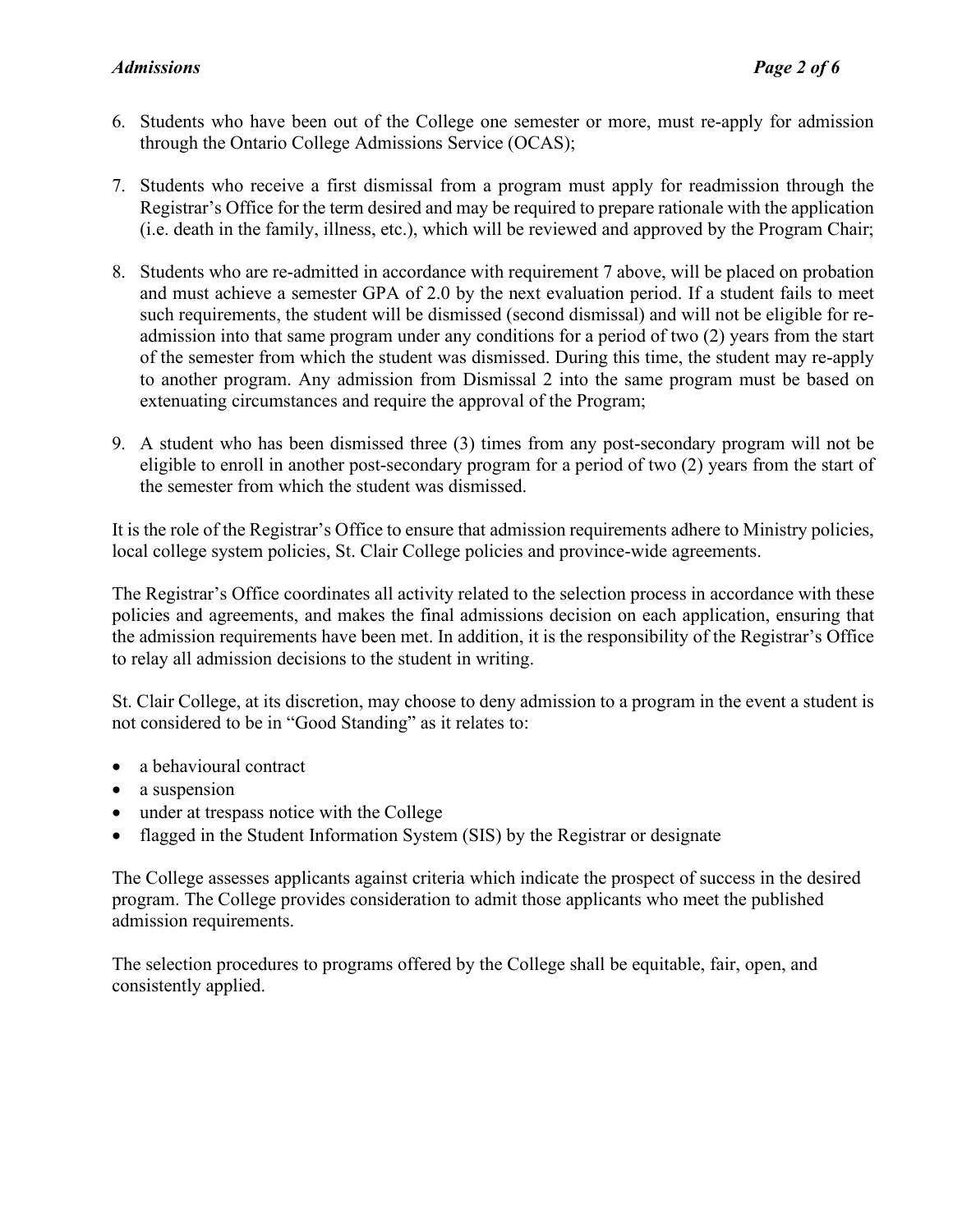6. Students who have been out of the College one semester or more, must re-apply for admission through the Ontario College Admissions Service (OCAS);

7. Students who receive a first dismissal from a program must apply for readmission through the Registrar's Office for the term desired and may be required to prepare rationale with the application (i.e. death in the family, illness, etc.), which will be reviewed and approved by the Program Chair;

8. Students who are re-admitted in accordance with requirement 7 above, will be placed on probation and must achieve a semester GPA of 2.0 by the next evaluation period. If a student fails to meet such requirements, the student will be dismissed (second dismissal) and will not be eligible for re-admission into that same program under any conditions for a period of two (2) years from the start of the semester from which the student was dismissed. During this time, the student may re-apply to another program. Any admission from Dismissal 2 into the same program must be based on extenuating circumstances and require the approval of the Program;

9. A student who has been dismissed three (3) times from any post-secondary program will not be eligible to enroll in another post-secondary program for a period of two (2) years from the start of the semester from which the student was dismissed.

It is the role of the Registrar's Office to ensure that admission requirements adhere to Ministry policies, local college system policies, St. Clair College policies and province-wide agreements.

The Registrar's Office coordinates all activity related to the selection process in accordance with these policies and agreements, and makes the final admissions decision on each application, ensuring that the admission requirements have been met. In addition, it is the responsibility of the Registrar's Office to relay all admission decisions to the student in writing.

St. Clair College, at its discretion, may choose to deny admission to a program in the event a student is not considered to be in "Good Standing" as it relates to:

- a behavioural contract
- a suspension
- under at trespass notice with the College
- flagged in the Student Information System (SIS) by the Registrar or designate

The College assesses applicants against criteria which indicate the prospect of success in the desired program. The College provides consideration to admit those applicants who meet the published admission requirements.

The selection procedures to programs offered by the College shall be equitable, fair, open, and consistently applied.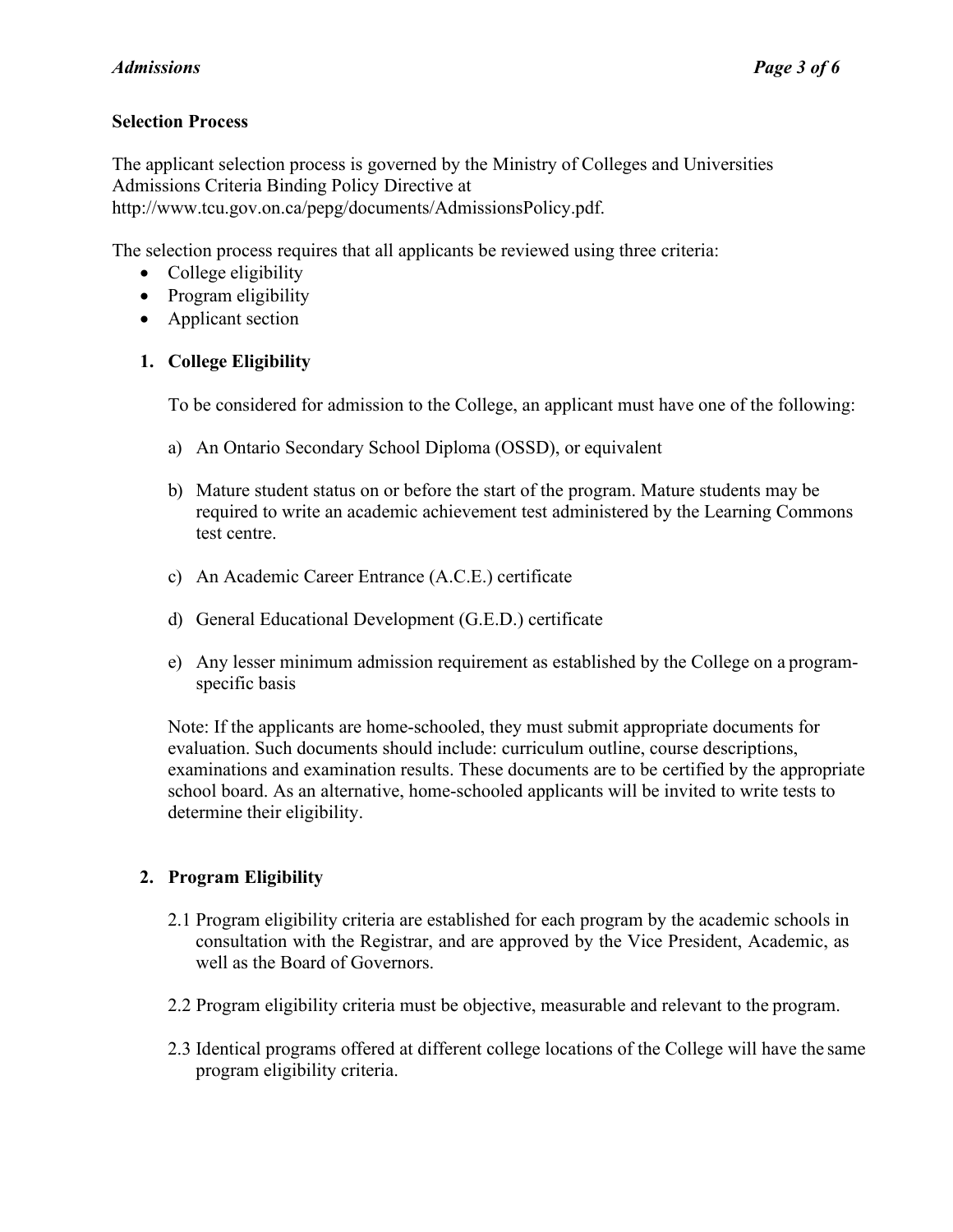**Selection Process**

The applicant selection process is governed by the Ministry of Colleges and Universities Admissions Criteria Binding Policy Directive at http://www.tcu.gov.on.ca/pepg/documents/AdmissionsPolicy.pdf.

The selection process requires that all applicants be reviewed using three criteria:

- College eligibility
- Program eligibility
- Applicant section

**1. College Eligibility**

To be considered for admission to the College, an applicant must have one of the following:

a) An Ontario Secondary School Diploma (OSSD), or equivalent

b) Mature student status on or before the start of the program. Mature students may be required to write an academic achievement test administered by the Learning Commons test centre.

c) An Academic Career Entrance (A.C.E.) certificate

d) General Educational Development (G.E.D.) certificate

e) Any lesser minimum admission requirement as established by the College on a program-specific basis

Note: If the applicants are home-schooled, they must submit appropriate documents for evaluation. Such documents should include: curriculum outline, course descriptions, examinations and examination results. These documents are to be certified by the appropriate school board. As an alternative, home-schooled applicants will be invited to write tests to determine their eligibility.

**2. Program Eligibility**

2.1 Program eligibility criteria are established for each program by the academic schools in consultation with the Registrar, and are approved by the Vice President, Academic, as well as the Board of Governors.

2.2 Program eligibility criteria must be objective, measurable and relevant to the program.

2.3 Identical programs offered at different college locations of the College will have the same program eligibility criteria.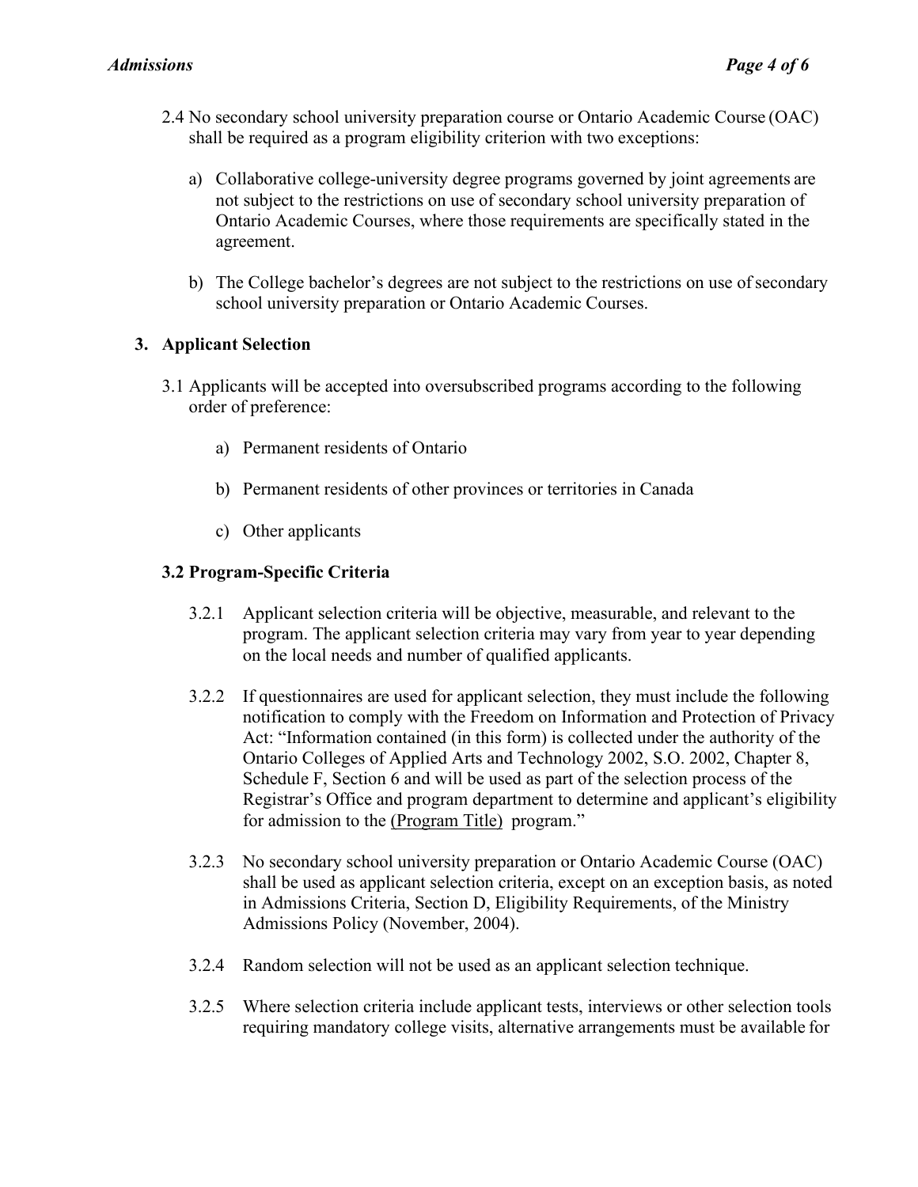2.4 No secondary school university preparation course or Ontario Academic Course (OAC) shall be required as a program eligibility criterion with two exceptions:

a) Collaborative college-university degree programs governed by joint agreements are not subject to the restrictions on use of secondary school university preparation of Ontario Academic Courses, where those requirements are specifically stated in the agreement.

b) The College bachelor's degrees are not subject to the restrictions on use of secondary school university preparation or Ontario Academic Courses.

## 3. Applicant Selection

3.1 Applicants will be accepted into oversubscribed programs according to the following order of preference:

a) Permanent residents of Ontario

b) Permanent residents of other provinces or territories in Canada

c) Other applicants

### 3.2 Program-Specific Criteria

3.2.1 Applicant selection criteria will be objective, measurable, and relevant to the program. The applicant selection criteria may vary from year to year depending on the local needs and number of qualified applicants.

3.2.2 If questionnaires are used for applicant selection, they must include the following notification to comply with the Freedom on Information and Protection of Privacy Act: "Information contained (in this form) is collected under the authority of the Ontario Colleges of Applied Arts and Technology 2002, S.O. 2002, Chapter 8, Schedule F, Section 6 and will be used as part of the selection process of the Registrar's Office and program department to determine and applicant's eligibility for admission to the <u>(Program Title)</u> program."

3.2.3 No secondary school university preparation or Ontario Academic Course (OAC) shall be used as applicant selection criteria, except on an exception basis, as noted in Admissions Criteria, Section D, Eligibility Requirements, of the Ministry Admissions Policy (November, 2004).

3.2.4 Random selection will not be used as an applicant selection technique.

3.2.5 Where selection criteria include applicant tests, interviews or other selection tools requiring mandatory college visits, alternative arrangements must be available for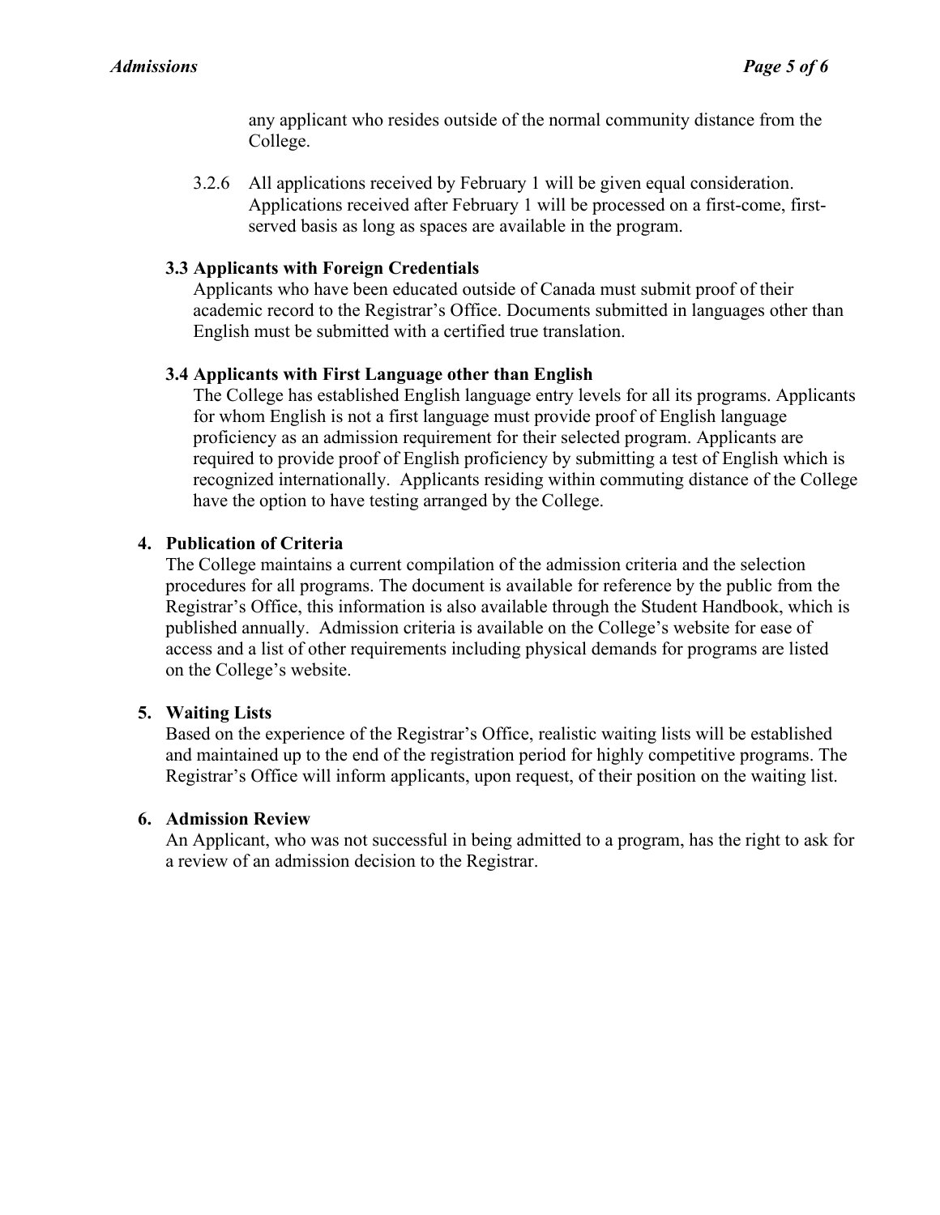any applicant who resides outside of the normal community distance from the College.

3.2.6 All applications received by February 1 will be given equal consideration. Applications received after February 1 will be processed on a first-come, first-served basis as long as spaces are available in the program.

### 3.3 Applicants with Foreign Credentials

Applicants who have been educated outside of Canada must submit proof of their academic record to the Registrar's Office. Documents submitted in languages other than English must be submitted with a certified true translation.

### 3.4 Applicants with First Language other than English

The College has established English language entry levels for all its programs. Applicants for whom English is not a first language must provide proof of English language proficiency as an admission requirement for their selected program. Applicants are required to provide proof of English proficiency by submitting a test of English which is recognized internationally. Applicants residing within commuting distance of the College have the option to have testing arranged by the College.

## 4. Publication of Criteria

The College maintains a current compilation of the admission criteria and the selection procedures for all programs. The document is available for reference by the public from the Registrar's Office, this information is also available through the Student Handbook, which is published annually. Admission criteria is available on the College's website for ease of access and a list of other requirements including physical demands for programs are listed on the College's website.

## 5. Waiting Lists

Based on the experience of the Registrar's Office, realistic waiting lists will be established and maintained up to the end of the registration period for highly competitive programs. The Registrar's Office will inform applicants, upon request, of their position on the waiting list.

## 6. Admission Review

An Applicant, who was not successful in being admitted to a program, has the right to ask for a review of an admission decision to the Registrar.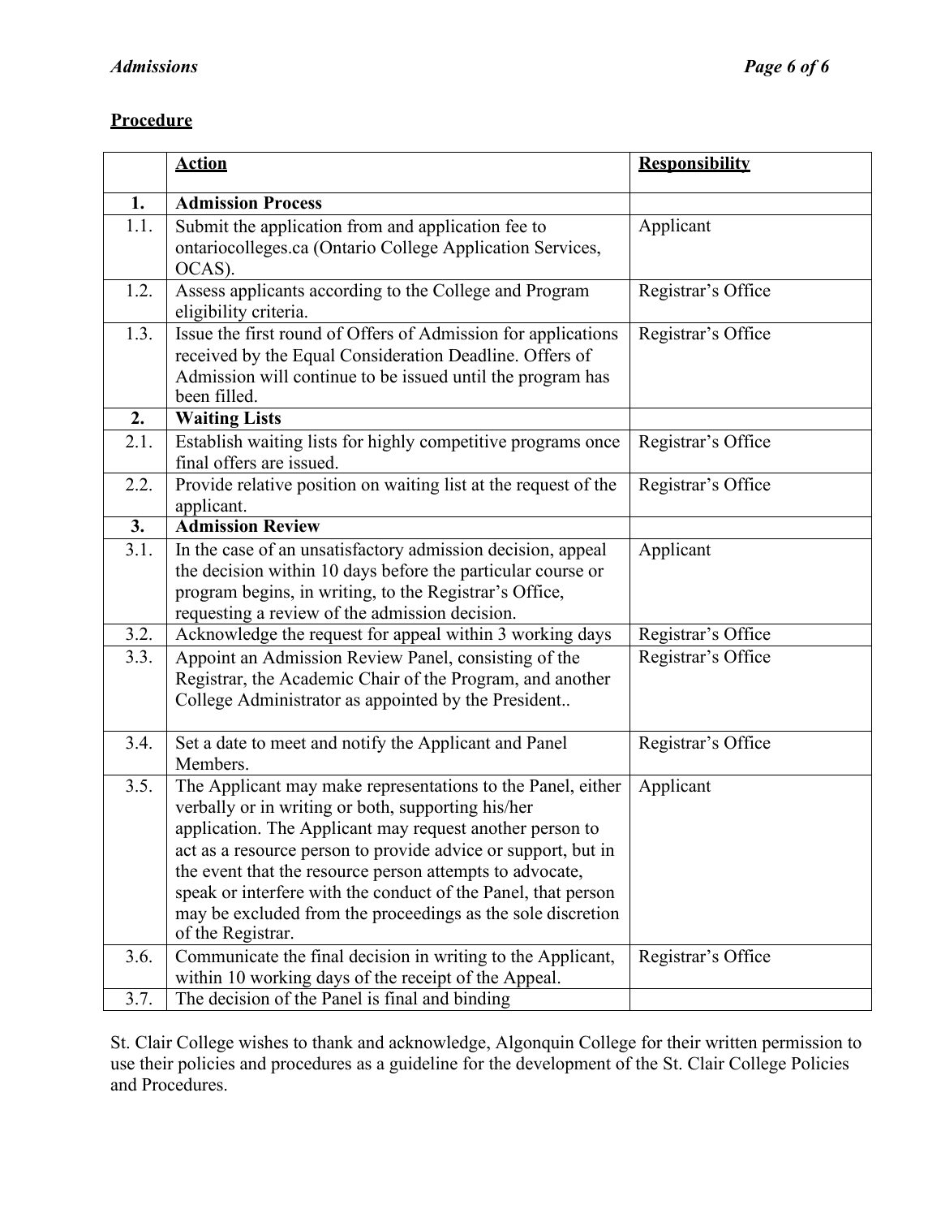**Procedure**

| | **Action** | **Responsibility** |
|---|---|---|
| **1.** | **Admission Process** | |
| 1.1. | Submit the application from and application fee to ontariocolleges.ca (Ontario College Application Services, OCAS). | Applicant |
| 1.2. | Assess applicants according to the College and Program eligibility criteria. | Registrar's Office |
| 1.3. | Issue the first round of Offers of Admission for applications received by the Equal Consideration Deadline. Offers of Admission will continue to be issued until the program has been filled. | Registrar's Office |
| **2.** | **Waiting Lists** | |
| 2.1. | Establish waiting lists for highly competitive programs once final offers are issued. | Registrar's Office |
| 2.2. | Provide relative position on waiting list at the request of the applicant. | Registrar's Office |
| **3.** | **Admission Review** | |
| 3.1. | In the case of an unsatisfactory admission decision, appeal the decision within 10 days before the particular course or program begins, in writing, to the Registrar's Office, requesting a review of the admission decision. | Applicant |
| 3.2. | Acknowledge the request for appeal within 3 working days | Registrar's Office |
| 3.3. | Appoint an Admission Review Panel, consisting of the Registrar, the Academic Chair of the Program, and another College Administrator as appointed by the President.. | Registrar's Office |
| 3.4. | Set a date to meet and notify the Applicant and Panel Members. | Registrar's Office |
| 3.5. | The Applicant may make representations to the Panel, either verbally or in writing or both, supporting his/her application. The Applicant may request another person to act as a resource person to provide advice or support, but in the event that the resource person attempts to advocate, speak or interfere with the conduct of the Panel, that person may be excluded from the proceedings as the sole discretion of the Registrar. | Applicant |
| 3.6. | Communicate the final decision in writing to the Applicant, within 10 working days of the receipt of the Appeal. | Registrar's Office |
| 3.7. | The decision of the Panel is final and binding | |

St. Clair College wishes to thank and acknowledge, Algonquin College for their written permission to use their policies and procedures as a guideline for the development of the St. Clair College Policies and Procedures.